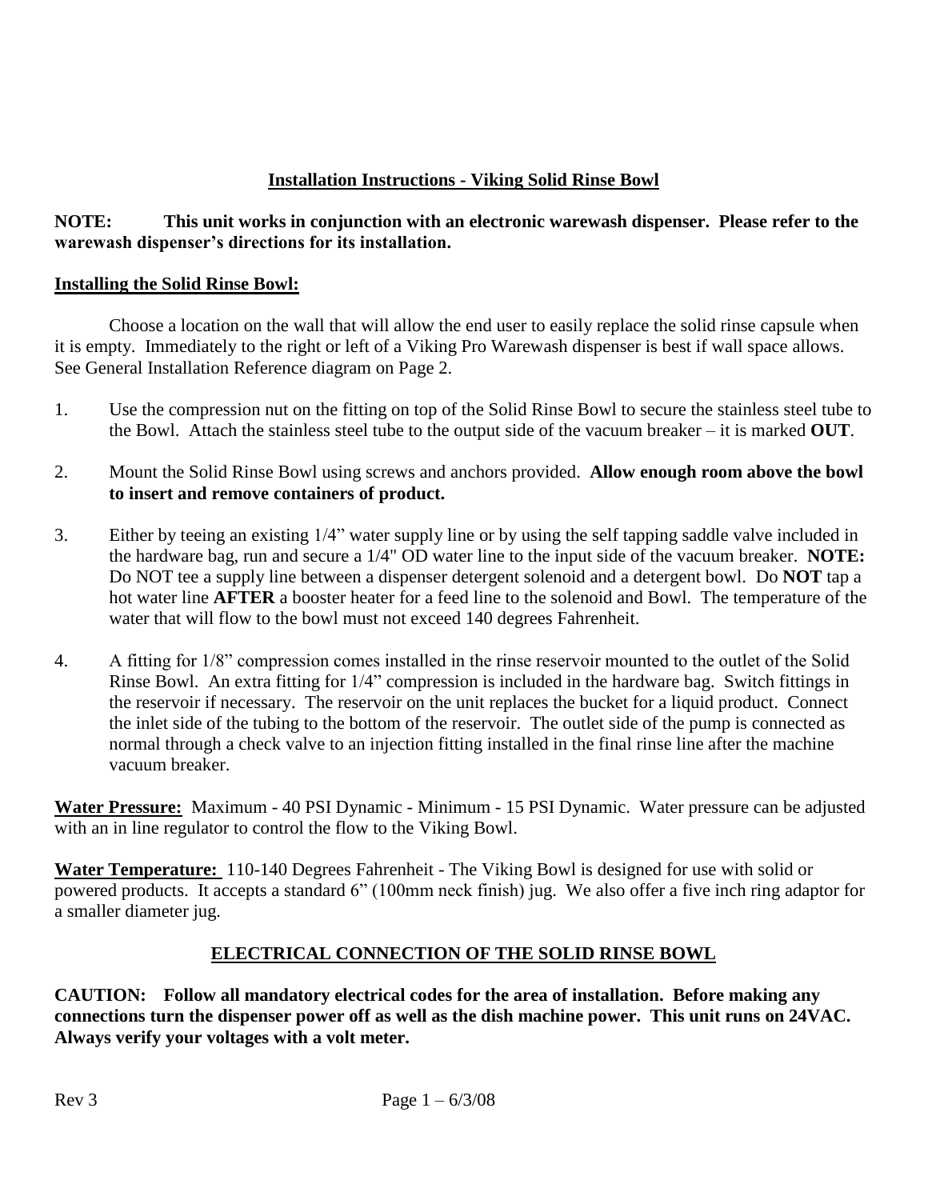# Installation Instructions - Viking Solid Rinse Bowl

**NOTE: This unit works in conjunction with an electronic warewash dispenser. Please refer to the warewash dispenser's directions for its installation.**

## Installing the Solid Rinse Bowl:

Choose a location on the wall that will allow the end user to easily replace the solid rinse capsule when it is empty. Immediately to the right or left of a Viking Pro Warewash dispenser is best if wall space allows. See General Installation Reference diagram on Page 2.

1. Use the compression nut on the fitting on top of the Solid Rinse Bowl to secure the stainless steel tube to the Bowl. Attach the stainless steel tube to the output side of the vacuum breaker – it is marked **OUT**.

2. Mount the Solid Rinse Bowl using screws and anchors provided. **Allow enough room above the bowl to insert and remove containers of product.**

3. Either by teeing an existing 1/4" water supply line or by using the self tapping saddle valve included in the hardware bag, run and secure a 1/4" OD water line to the input side of the vacuum breaker. **NOTE:** Do NOT tee a supply line between a dispenser detergent solenoid and a detergent bowl. Do **NOT** tap a hot water line **AFTER** a booster heater for a feed line to the solenoid and Bowl. The temperature of the water that will flow to the bowl must not exceed 140 degrees Fahrenheit.

4. A fitting for 1/8" compression comes installed in the rinse reservoir mounted to the outlet of the Solid Rinse Bowl. An extra fitting for 1/4" compression is included in the hardware bag. Switch fittings in the reservoir if necessary. The reservoir on the unit replaces the bucket for a liquid product. Connect the inlet side of the tubing to the bottom of the reservoir. The outlet side of the pump is connected as normal through a check valve to an injection fitting installed in the final rinse line after the machine vacuum breaker.

**Water Pressure:** Maximum - 40 PSI Dynamic - Minimum - 15 PSI Dynamic. Water pressure can be adjusted with an in line regulator to control the flow to the Viking Bowl.

**Water Temperature:** 110-140 Degrees Fahrenheit - The Viking Bowl is designed for use with solid or powered products. It accepts a standard 6" (100mm neck finish) jug. We also offer a five inch ring adaptor for a smaller diameter jug.

## ELECTRICAL CONNECTION OF THE SOLID RINSE BOWL

**CAUTION: Follow all mandatory electrical codes for the area of installation. Before making any connections turn the dispenser power off as well as the dish machine power. This unit runs on 24VAC. Always verify your voltages with a volt meter.**

Rev 3 Page 1 – 6/3/08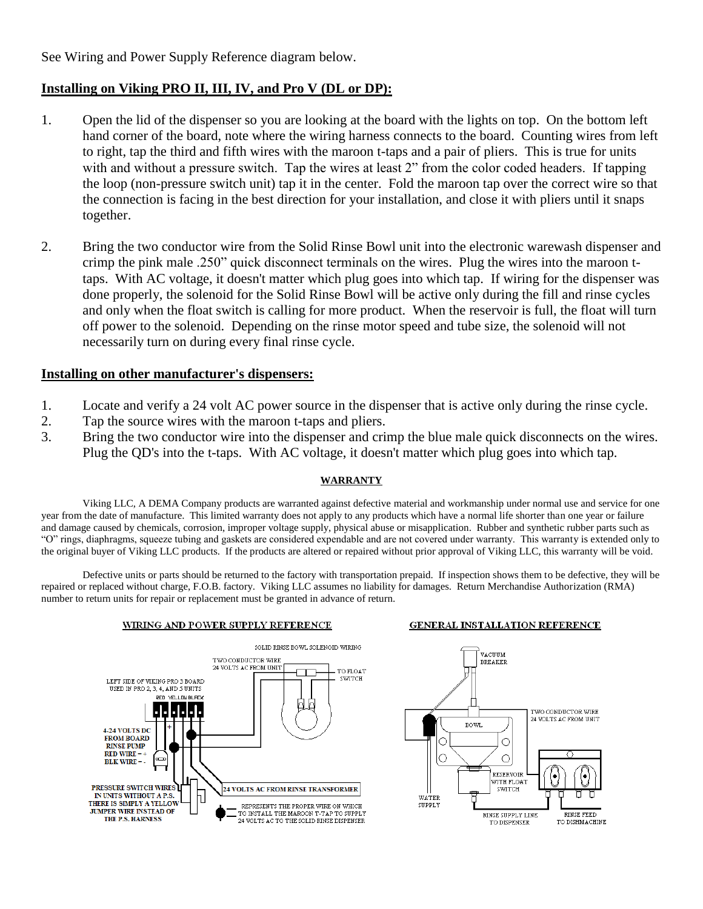See Wiring and Power Supply Reference diagram below.

## Installing on Viking PRO II, III, IV, and Pro V (DL or DP):

1. Open the lid of the dispenser so you are looking at the board with the lights on top. On the bottom left hand corner of the board, note where the wiring harness connects to the board. Counting wires from left to right, tap the third and fifth wires with the maroon t-taps and a pair of pliers. This is true for units with and without a pressure switch. Tap the wires at least 2" from the color coded headers. If tapping the loop (non-pressure switch unit) tap it in the center. Fold the maroon tap over the correct wire so that the connection is facing in the best direction for your installation, and close it with pliers until it snaps together.

2. Bring the two conductor wire from the Solid Rinse Bowl unit into the electronic warewash dispenser and crimp the pink male .250" quick disconnect terminals on the wires. Plug the wires into the maroon t-taps. With AC voltage, it doesn't matter which plug goes into which tap. If wiring for the dispenser was done properly, the solenoid for the Solid Rinse Bowl will be active only during the fill and rinse cycles and only when the float switch is calling for more product. When the reservoir is full, the float will turn off power to the solenoid. Depending on the rinse motor speed and tube size, the solenoid will not necessarily turn on during every final rinse cycle.

## Installing on other manufacturer's dispensers:

1. Locate and verify a 24 volt AC power source in the dispenser that is active only during the rinse cycle.
2. Tap the source wires with the maroon t-taps and pliers.
3. Bring the two conductor wire into the dispenser and crimp the blue male quick disconnects on the wires. Plug the QD's into the t-taps. With AC voltage, it doesn't matter which plug goes into which tap.

### WARRANTY

Viking LLC, A DEMA Company products are warranted against defective material and workmanship under normal use and service for one year from the date of manufacture. This limited warranty does not apply to any products which have a normal life shorter than one year or failure and damage caused by chemicals, corrosion, improper voltage supply, physical abuse or misapplication. Rubber and synthetic rubber parts such as "O" rings, diaphragms, squeeze tubing and gaskets are considered expendable and are not covered under warranty. This warranty is extended only to the original buyer of Viking LLC products. If the products are altered or repaired without prior approval of Viking LLC, this warranty will be void.

Defective units or parts should be returned to the factory with transportation prepaid. If inspection shows them to be defective, they will be repaired or replaced without charge, F.O.B. factory. Viking LLC assumes no liability for damages. Return Merchandise Authorization (RMA) number to return units for repair or replacement must be granted in advance of return.

WIRING AND POWER SUPPLY REFERENCE

SOLID RINSE BOWL SOLENOID WIRING

TWO CONDUCTOR WIRE
24 VOLTS AC FROM UNIT

TO FLOAT SWITCH

LEFT SIDE OF VIKING PRO 3 BOARD USED IN PRO 2, 3, 4, AND 5 UNITS

RED YELLOW BLACK

4-24 VOLTS DC FROM BOARD RINSE PUMP
RED WIRE = +
BLK WIRE = -

PRESSURE SWITCH WIRES IN UNITS WITHOUT A P.S. THERE IS SIMPLY A YELLOW JUMPER WIRE INSTEAD OF THE P.S. HARNESS

24 VOLTS AC FROM RINSE TRANSFORMER

REPRESENTS THE PROPER WIRE ON WHICH TO INSTALL THE MAROON T-TAP TO SUPPLY 24 VOLTS AC TO THE SOLID RINSE DISPENSER

GENERAL INSTALLATION REFERENCE

VACUUM BREAKER

TWO CONDUCTOR WIRE
24 VOLTS AC FROM UNIT

BOWL

RESERVOIR WITH FLOAT SWITCH

WATER SUPPLY

RINSE SUPPLY LINE TO DISPENSER

RINSE FEED TO DISHMACHINE